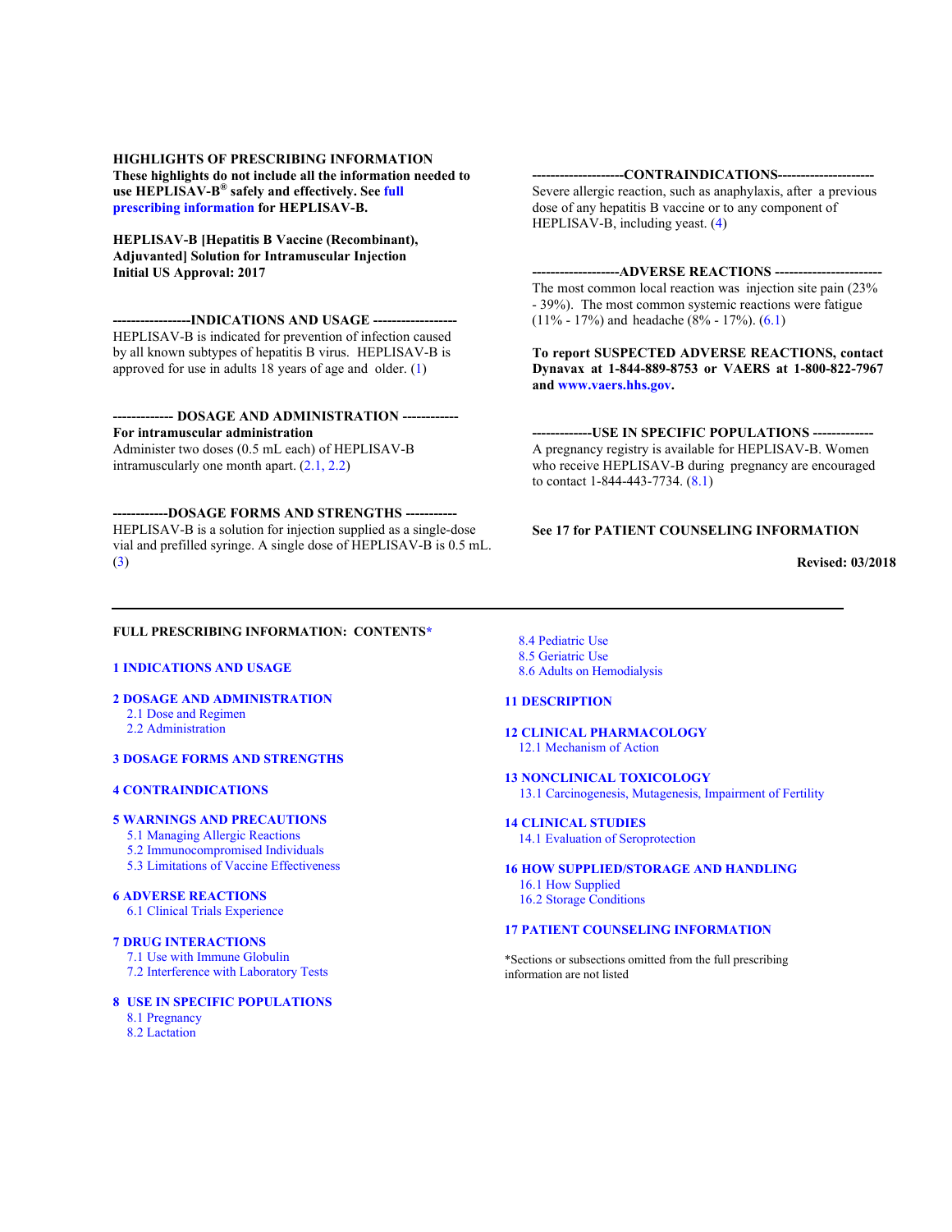**HIGHLIGHTS OF PRESCRIBING INFORMATION**

**These highlights do not include all the information needed to use HEPLISAV-B® safely and effectively. See full prescribing information for HEPLISAV-B.**

**HEPLISAV-B [Hepatitis B Vaccine (Recombinant), Adjuvanted] Solution for Intramuscular Injection**
**Initial US Approval: 2017**

**-----------------INDICATIONS AND USAGE ------------------**

HEPLISAV-B is indicated for prevention of infection caused by all known subtypes of hepatitis B virus. HEPLISAV-B is approved for use in adults 18 years of age and older. (1)

**------------- DOSAGE AND ADMINISTRATION ------------**

**For intramuscular administration**

Administer two doses (0.5 mL each) of HEPLISAV-B intramuscularly one month apart. (2.1, 2.2)

**------------DOSAGE FORMS AND STRENGTHS ----------**

HEPLISAV-B is a solution for injection supplied as a single-dose vial and prefilled syringe. A single dose of HEPLISAV-B is 0.5 mL. (3)

**--------------------CONTRAINDICATIONS---------------------**

Severe allergic reaction, such as anaphylaxis, after a previous dose of any hepatitis B vaccine or to any component of HEPLISAV-B, including yeast. (4)

**-------------------ADVERSE REACTIONS -----------------------**

The most common local reaction was injection site pain (23% - 39%). The most common systemic reactions were fatigue (11% - 17%) and headache (8% - 17%). (6.1)

**To report SUSPECTED ADVERSE REACTIONS, contact Dynavax at 1-844-889-8753 or VAERS at 1-800-822-7967 and www.vaers.hhs.gov.**

**-------------USE IN SPECIFIC POPULATIONS -------------**

A pregnancy registry is available for HEPLISAV-B. Women who receive HEPLISAV-B during pregnancy are encouraged to contact 1-844-443-7734. (8.1)

**See 17 for PATIENT COUNSELING INFORMATION**

**Revised: 03/2018**

---

**FULL PRESCRIBING INFORMATION: CONTENTS***

**1 INDICATIONS AND USAGE**

**2 DOSAGE AND ADMINISTRATION**
- 2.1 Dose and Regimen
- 2.2 Administration

**3 DOSAGE FORMS AND STRENGTHS**

**4 CONTRAINDICATIONS**

**5 WARNINGS AND PRECAUTIONS**
- 5.1 Managing Allergic Reactions
- 5.2 Immunocompromised Individuals
- 5.3 Limitations of Vaccine Effectiveness

**6 ADVERSE REACTIONS**
- 6.1 Clinical Trials Experience

**7 DRUG INTERACTIONS**
- 7.1 Use with Immune Globulin
- 7.2 Interference with Laboratory Tests

**8 USE IN SPECIFIC POPULATIONS**
- 8.1 Pregnancy
- 8.2 Lactation
- 8.4 Pediatric Use
- 8.5 Geriatric Use
- 8.6 Adults on Hemodialysis

**11 DESCRIPTION**

**12 CLINICAL PHARMACOLOGY**
- 12.1 Mechanism of Action

**13 NONCLINICAL TOXICOLOGY**
- 13.1 Carcinogenesis, Mutagenesis, Impairment of Fertility

**14 CLINICAL STUDIES**
- 14.1 Evaluation of Seroprotection

**16 HOW SUPPLIED/STORAGE AND HANDLING**
- 16.1 How Supplied
- 16.2 Storage Conditions

**17 PATIENT COUNSELING INFORMATION**

*Sections or subsections omitted from the full prescribing information are not listed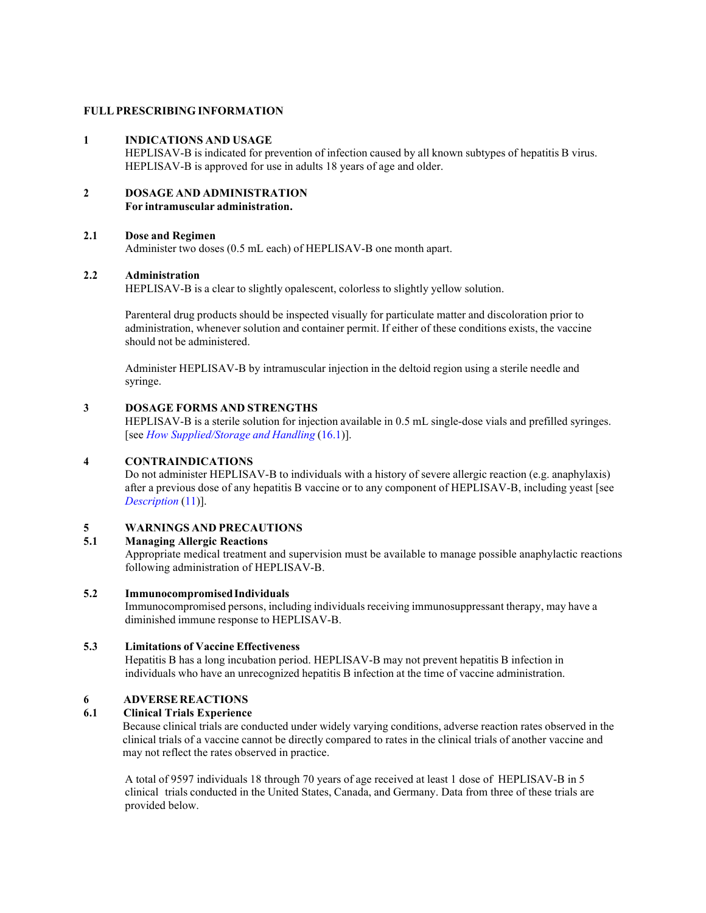# FULL PRESCRIBING INFORMATION

## 1 INDICATIONS AND USAGE

HEPLISAV-B is indicated for prevention of infection caused by all known subtypes of hepatitis B virus. HEPLISAV-B is approved for use in adults 18 years of age and older.

## 2 DOSAGE AND ADMINISTRATION

**For intramuscular administration.**

### 2.1 Dose and Regimen

Administer two doses (0.5 mL each) of HEPLISAV-B one month apart.

### 2.2 Administration

HEPLISAV-B is a clear to slightly opalescent, colorless to slightly yellow solution.

Parenteral drug products should be inspected visually for particulate matter and discoloration prior to administration, whenever solution and container permit. If either of these conditions exists, the vaccine should not be administered.

Administer HEPLISAV-B by intramuscular injection in the deltoid region using a sterile needle and syringe.

## 3 DOSAGE FORMS AND STRENGTHS

HEPLISAV-B is a sterile solution for injection available in 0.5 mL single-dose vials and prefilled syringes. [see *How Supplied/Storage and Handling* (16.1)].

## 4 CONTRAINDICATIONS

Do not administer HEPLISAV-B to individuals with a history of severe allergic reaction (e.g. anaphylaxis) after a previous dose of any hepatitis B vaccine or to any component of HEPLISAV-B, including yeast [see *Description* (11)].

## 5 WARNINGS AND PRECAUTIONS

### 5.1 Managing Allergic Reactions

Appropriate medical treatment and supervision must be available to manage possible anaphylactic reactions following administration of HEPLISAV-B.

### 5.2 Immunocompromised Individuals

Immunocompromised persons, including individuals receiving immunosuppressant therapy, may have a diminished immune response to HEPLISAV-B.

### 5.3 Limitations of Vaccine Effectiveness

Hepatitis B has a long incubation period. HEPLISAV-B may not prevent hepatitis B infection in individuals who have an unrecognized hepatitis B infection at the time of vaccine administration.

## 6 ADVERSE REACTIONS

### 6.1 Clinical Trials Experience

Because clinical trials are conducted under widely varying conditions, adverse reaction rates observed in the clinical trials of a vaccine cannot be directly compared to rates in the clinical trials of another vaccine and may not reflect the rates observed in practice.

A total of 9597 individuals 18 through 70 years of age received at least 1 dose of HEPLISAV-B in 5 clinical trials conducted in the United States, Canada, and Germany. Data from three of these trials are provided below.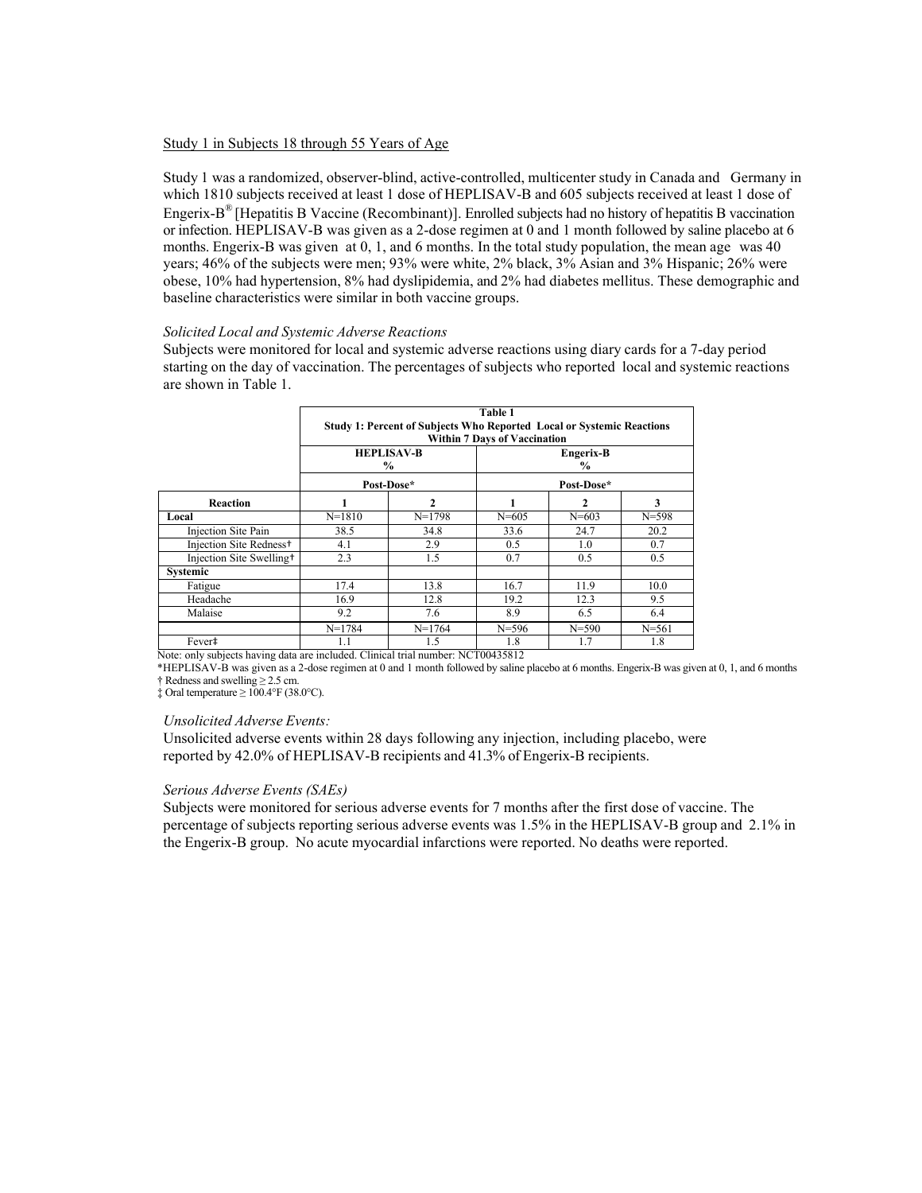Study 1 in Subjects 18 through 55 Years of Age

Study 1 was a randomized, observer-blind, active-controlled, multicenter study in Canada and Germany in which 1810 subjects received at least 1 dose of HEPLISAV-B and 605 subjects received at least 1 dose of Engerix-B® [Hepatitis B Vaccine (Recombinant)]. Enrolled subjects had no history of hepatitis B vaccination or infection. HEPLISAV-B was given as a 2-dose regimen at 0 and 1 month followed by saline placebo at 6 months. Engerix-B was given at 0, 1, and 6 months. In the total study population, the mean age was 40 years; 46% of the subjects were men; 93% were white, 2% black, 3% Asian and 3% Hispanic; 26% were obese, 10% had hypertension, 8% had dyslipidemia, and 2% had diabetes mellitus. These demographic and baseline characteristics were similar in both vaccine groups.

*Solicited Local and Systemic Adverse Reactions*

Subjects were monitored for local and systemic adverse reactions using diary cards for a 7-day period starting on the day of vaccination. The percentages of subjects who reported local and systemic reactions are shown in Table 1.

**Table 1**
**Study 1: Percent of Subjects Who Reported Local or Systemic Reactions Within 7 Days of Vaccination**

| | HEPLISAV-B % | | Engerix-B % | | |
|---|---|---|---|---|---|
| | Post-Dose* | | Post-Dose* | | |
| **Reaction** | **1** | **2** | **1** | **2** | **3** |
| **Local** | N=1810 | N=1798 | N=605 | N=603 | N=598 |
| Injection Site Pain | 38.5 | 34.8 | 33.6 | 24.7 | 20.2 |
| Injection Site Redness† | 4.1 | 2.9 | 0.5 | 1.0 | 0.7 |
| Injection Site Swelling† | 2.3 | 1.5 | 0.7 | 0.5 | 0.5 |
| **Systemic** | | | | | |
| Fatigue | 17.4 | 13.8 | 16.7 | 11.9 | 10.0 |
| Headache | 16.9 | 12.8 | 19.2 | 12.3 | 9.5 |
| Malaise | 9.2 | 7.6 | 8.9 | 6.5 | 6.4 |
| | N=1784 | N=1764 | N=596 | N=590 | N=561 |
| Fever‡ | 1.1 | 1.5 | 1.8 | 1.7 | 1.8 |

Note: only subjects having data are included. Clinical trial number: NCT00435812

*HEPLISAV-B was given as a 2-dose regimen at 0 and 1 month followed by saline placebo at 6 months. Engerix-B was given at 0, 1, and 6 months

† Redness and swelling ≥ 2.5 cm.

‡ Oral temperature ≥ 100.4°F (38.0°C).

*Unsolicited Adverse Events:*

Unsolicited adverse events within 28 days following any injection, including placebo, were reported by 42.0% of HEPLISAV-B recipients and 41.3% of Engerix-B recipients.

*Serious Adverse Events (SAEs)*

Subjects were monitored for serious adverse events for 7 months after the first dose of vaccine. The percentage of subjects reporting serious adverse events was 1.5% in the HEPLISAV-B group and 2.1% in the Engerix-B group. No acute myocardial infarctions were reported. No deaths were reported.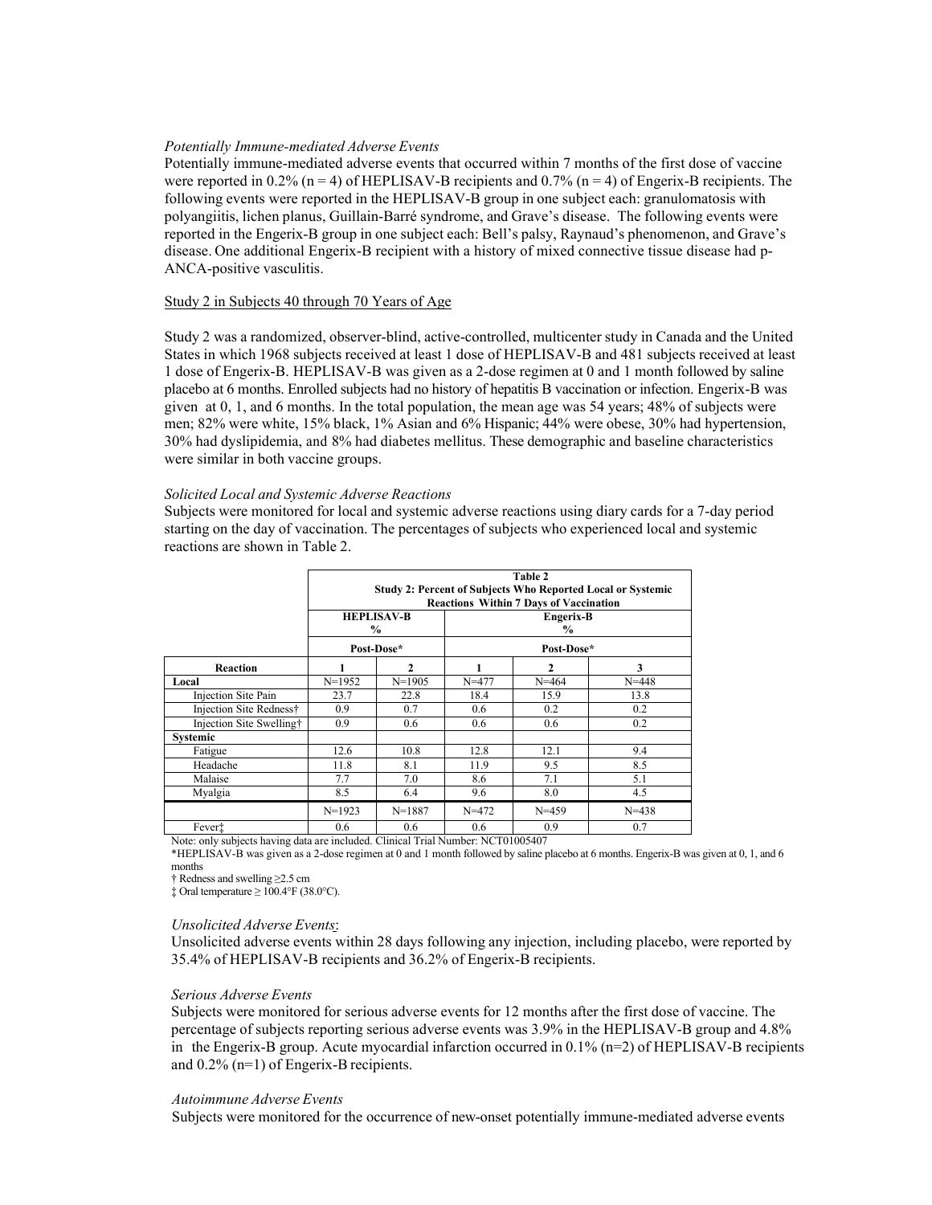*Potentially Immune-mediated Adverse Events*

Potentially immune-mediated adverse events that occurred within 7 months of the first dose of vaccine were reported in 0.2% (n = 4) of HEPLISAV-B recipients and 0.7% (n = 4) of Engerix-B recipients. The following events were reported in the HEPLISAV-B group in one subject each: granulomatosis with polyangiitis, lichen planus, Guillain-Barré syndrome, and Grave's disease. The following events were reported in the Engerix-B group in one subject each: Bell's palsy, Raynaud's phenomenon, and Grave's disease. One additional Engerix-B recipient with a history of mixed connective tissue disease had p-ANCA-positive vasculitis.

Study 2 in Subjects 40 through 70 Years of Age

Study 2 was a randomized, observer-blind, active-controlled, multicenter study in Canada and the United States in which 1968 subjects received at least 1 dose of HEPLISAV-B and 481 subjects received at least 1 dose of Engerix-B. HEPLISAV-B was given as a 2-dose regimen at 0 and 1 month followed by saline placebo at 6 months. Enrolled subjects had no history of hepatitis B vaccination or infection. Engerix-B was given at 0, 1, and 6 months. In the total population, the mean age was 54 years; 48% of subjects were men; 82% were white, 15% black, 1% Asian and 6% Hispanic; 44% were obese, 30% had hypertension, 30% had dyslipidemia, and 8% had diabetes mellitus. These demographic and baseline characteristics were similar in both vaccine groups.

*Solicited Local and Systemic Adverse Reactions*

Subjects were monitored for local and systemic adverse reactions using diary cards for a 7-day period starting on the day of vaccination. The percentages of subjects who experienced local and systemic reactions are shown in Table 2.

**Table 2**
**Study 2: Percent of Subjects Who Reported Local or Systemic Reactions Within 7 Days of Vaccination**

| | HEPLISAV-B % | | Engerix-B % | | |
|---|---|---|---|---|---|
| | Post-Dose* | | Post-Dose* | | |
| **Reaction** | **1** | **2** | **1** | **2** | **3** |
| **Local** | N=1952 | N=1905 | N=477 | N=464 | N=448 |
| Injection Site Pain | 23.7 | 22.8 | 18.4 | 15.9 | 13.8 |
| Injection Site Redness† | 0.9 | 0.7 | 0.6 | 0.2 | 0.2 |
| Injection Site Swelling† | 0.9 | 0.6 | 0.6 | 0.6 | 0.2 |
| **Systemic** | | | | | |
| Fatigue | 12.6 | 10.8 | 12.8 | 12.1 | 9.4 |
| Headache | 11.8 | 8.1 | 11.9 | 9.5 | 8.5 |
| Malaise | 7.7 | 7.0 | 8.6 | 7.1 | 5.1 |
| Myalgia | 8.5 | 6.4 | 9.6 | 8.0 | 4.5 |
| | N=1923 | N=1887 | N=472 | N=459 | N=438 |
| Fever‡ | 0.6 | 0.6 | 0.6 | 0.9 | 0.7 |

Note: only subjects having data are included. Clinical Trial Number: NCT01005407

*HEPLISAV-B was given as a 2-dose regimen at 0 and 1 month followed by saline placebo at 6 months. Engerix-B was given at 0, 1, and 6 months

† Redness and swelling ≥2.5 cm

‡ Oral temperature ≥ 100.4°F (38.0°C).

*Unsolicited Adverse Events:*

Unsolicited adverse events within 28 days following any injection, including placebo, were reported by 35.4% of HEPLISAV-B recipients and 36.2% of Engerix-B recipients.

*Serious Adverse Events*

Subjects were monitored for serious adverse events for 12 months after the first dose of vaccine. The percentage of subjects reporting serious adverse events was 3.9% in the HEPLISAV-B group and 4.8% in the Engerix-B group. Acute myocardial infarction occurred in 0.1% (n=2) of HEPLISAV-B recipients and 0.2% (n=1) of Engerix-B recipients.

*Autoimmune Adverse Events*

Subjects were monitored for the occurrence of new-onset potentially immune-mediated adverse events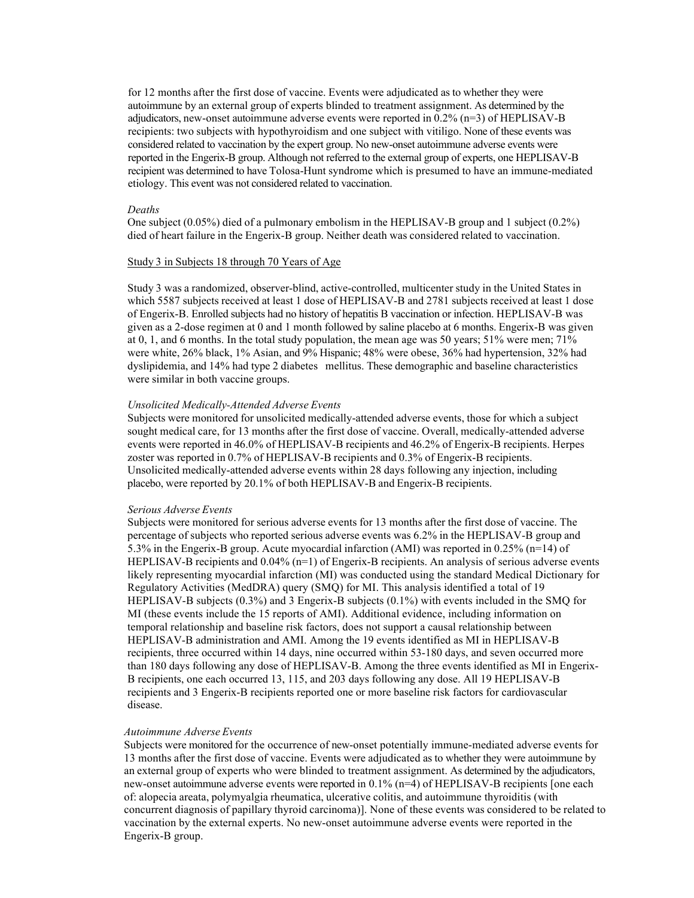for 12 months after the first dose of vaccine. Events were adjudicated as to whether they were autoimmune by an external group of experts blinded to treatment assignment. As determined by the adjudicators, new-onset autoimmune adverse events were reported in 0.2% (n=3) of HEPLISAV-B recipients: two subjects with hypothyroidism and one subject with vitiligo. None of these events was considered related to vaccination by the expert group. No new-onset autoimmune adverse events were reported in the Engerix-B group. Although not referred to the external group of experts, one HEPLISAV-B recipient was determined to have Tolosa-Hunt syndrome which is presumed to have an immune-mediated etiology. This event was not considered related to vaccination.

*Deaths*

One subject (0.05%) died of a pulmonary embolism in the HEPLISAV-B group and 1 subject (0.2%) died of heart failure in the Engerix-B group. Neither death was considered related to vaccination.

Study 3 in Subjects 18 through 70 Years of Age

Study 3 was a randomized, observer-blind, active-controlled, multicenter study in the United States in which 5587 subjects received at least 1 dose of HEPLISAV-B and 2781 subjects received at least 1 dose of Engerix-B. Enrolled subjects had no history of hepatitis B vaccination or infection. HEPLISAV-B was given as a 2-dose regimen at 0 and 1 month followed by saline placebo at 6 months. Engerix-B was given at 0, 1, and 6 months. In the total study population, the mean age was 50 years; 51% were men; 71% were white, 26% black, 1% Asian, and 9% Hispanic; 48% were obese, 36% had hypertension, 32% had dyslipidemia, and 14% had type 2 diabetes mellitus. These demographic and baseline characteristics were similar in both vaccine groups.

*Unsolicited Medically-Attended Adverse Events*

Subjects were monitored for unsolicited medically-attended adverse events, those for which a subject sought medical care, for 13 months after the first dose of vaccine. Overall, medically-attended adverse events were reported in 46.0% of HEPLISAV-B recipients and 46.2% of Engerix-B recipients. Herpes zoster was reported in 0.7% of HEPLISAV-B recipients and 0.3% of Engerix-B recipients. Unsolicited medically-attended adverse events within 28 days following any injection, including placebo, were reported by 20.1% of both HEPLISAV-B and Engerix-B recipients.

*Serious Adverse Events*

Subjects were monitored for serious adverse events for 13 months after the first dose of vaccine. The percentage of subjects who reported serious adverse events was 6.2% in the HEPLISAV-B group and 5.3% in the Engerix-B group. Acute myocardial infarction (AMI) was reported in 0.25% (n=14) of HEPLISAV-B recipients and 0.04% (n=1) of Engerix-B recipients. An analysis of serious adverse events likely representing myocardial infarction (MI) was conducted using the standard Medical Dictionary for Regulatory Activities (MedDRA) query (SMQ) for MI. This analysis identified a total of 19 HEPLISAV-B subjects (0.3%) and 3 Engerix-B subjects (0.1%) with events included in the SMQ for MI (these events include the 15 reports of AMI). Additional evidence, including information on temporal relationship and baseline risk factors, does not support a causal relationship between HEPLISAV-B administration and AMI. Among the 19 events identified as MI in HEPLISAV-B recipients, three occurred within 14 days, nine occurred within 53-180 days, and seven occurred more than 180 days following any dose of HEPLISAV-B. Among the three events identified as MI in Engerix-B recipients, one each occurred 13, 115, and 203 days following any dose. All 19 HEPLISAV-B recipients and 3 Engerix-B recipients reported one or more baseline risk factors for cardiovascular disease.

*Autoimmune Adverse Events*

Subjects were monitored for the occurrence of new-onset potentially immune-mediated adverse events for 13 months after the first dose of vaccine. Events were adjudicated as to whether they were autoimmune by an external group of experts who were blinded to treatment assignment. As determined by the adjudicators, new-onset autoimmune adverse events were reported in 0.1% (n=4) of HEPLISAV-B recipients [one each of: alopecia areata, polymyalgia rheumatica, ulcerative colitis, and autoimmune thyroiditis (with concurrent diagnosis of papillary thyroid carcinoma)]. None of these events was considered to be related to vaccination by the external experts. No new-onset autoimmune adverse events were reported in the Engerix-B group.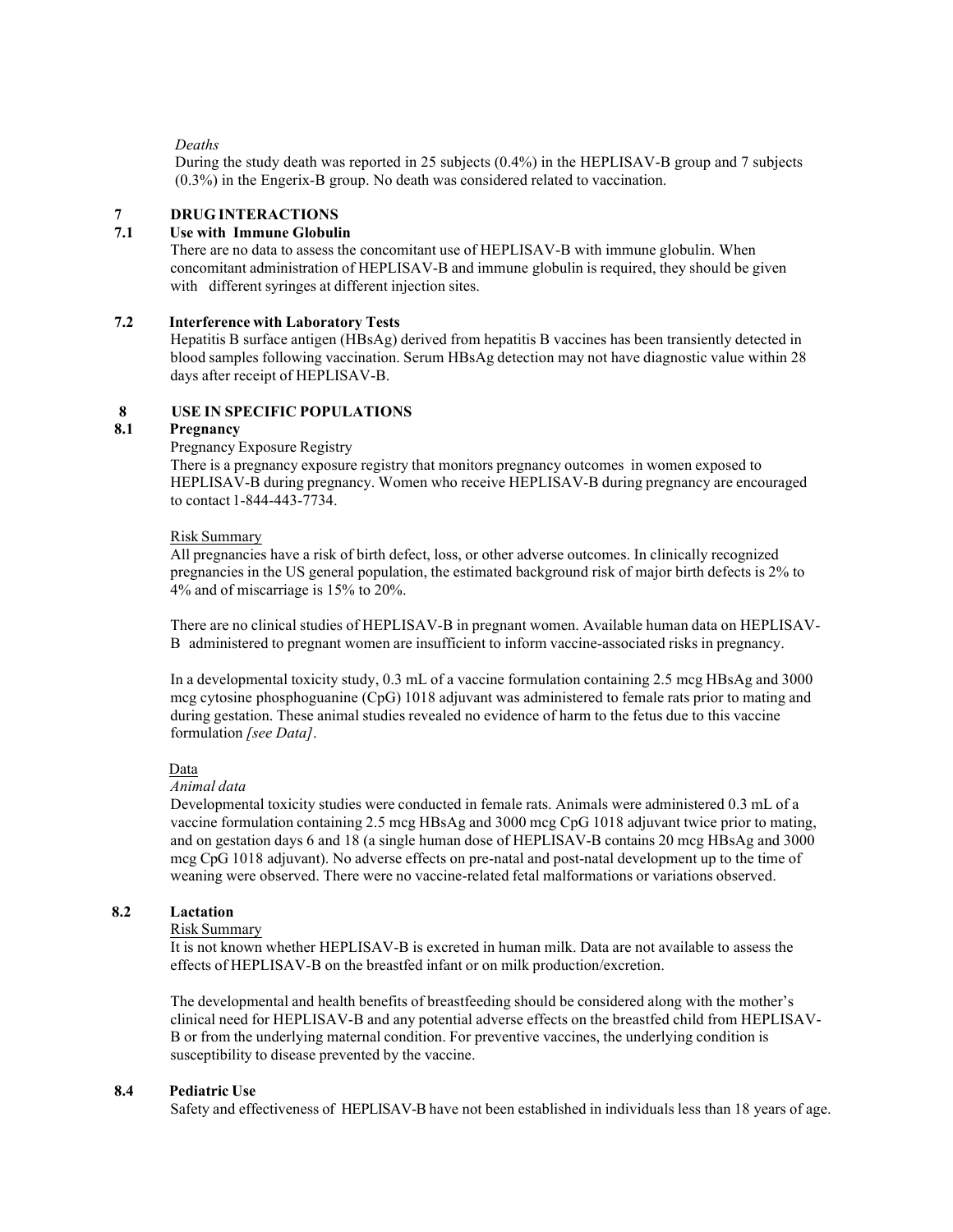*Deaths*

During the study death was reported in 25 subjects (0.4%) in the HEPLISAV-B group and 7 subjects (0.3%) in the Engerix-B group. No death was considered related to vaccination.

## 7 DRUG INTERACTIONS

### 7.1 Use with Immune Globulin

There are no data to assess the concomitant use of HEPLISAV-B with immune globulin. When concomitant administration of HEPLISAV-B and immune globulin is required, they should be given with different syringes at different injection sites.

### 7.2 Interference with Laboratory Tests

Hepatitis B surface antigen (HBsAg) derived from hepatitis B vaccines has been transiently detected in blood samples following vaccination. Serum HBsAg detection may not have diagnostic value within 28 days after receipt of HEPLISAV-B.

## 8 USE IN SPECIFIC POPULATIONS

### 8.1 Pregnancy

Pregnancy Exposure Registry

There is a pregnancy exposure registry that monitors pregnancy outcomes in women exposed to HEPLISAV-B during pregnancy. Women who receive HEPLISAV-B during pregnancy are encouraged to contact 1-844-443-7734.

<u>Risk Summary</u>

All pregnancies have a risk of birth defect, loss, or other adverse outcomes. In clinically recognized pregnancies in the US general population, the estimated background risk of major birth defects is 2% to 4% and of miscarriage is 15% to 20%.

There are no clinical studies of HEPLISAV-B in pregnant women. Available human data on HEPLISAV-B administered to pregnant women are insufficient to inform vaccine-associated risks in pregnancy.

In a developmental toxicity study, 0.3 mL of a vaccine formulation containing 2.5 mcg HBsAg and 3000 mcg cytosine phosphoguanine (CpG) 1018 adjuvant was administered to female rats prior to mating and during gestation. These animal studies revealed no evidence of harm to the fetus due to this vaccine formulation *[see Data]*.

<u>Data</u>

*Animal data*

Developmental toxicity studies were conducted in female rats. Animals were administered 0.3 mL of a vaccine formulation containing 2.5 mcg HBsAg and 3000 mcg CpG 1018 adjuvant twice prior to mating, and on gestation days 6 and 18 (a single human dose of HEPLISAV-B contains 20 mcg HBsAg and 3000 mcg CpG 1018 adjuvant). No adverse effects on pre-natal and post-natal development up to the time of weaning were observed. There were no vaccine-related fetal malformations or variations observed.

### 8.2 Lactation

<u>Risk Summary</u>

It is not known whether HEPLISAV-B is excreted in human milk. Data are not available to assess the effects of HEPLISAV-B on the breastfed infant or on milk production/excretion.

The developmental and health benefits of breastfeeding should be considered along with the mother's clinical need for HEPLISAV-B and any potential adverse effects on the breastfed child from HEPLISAV-B or from the underlying maternal condition. For preventive vaccines, the underlying condition is susceptibility to disease prevented by the vaccine.

### 8.4 Pediatric Use

Safety and effectiveness of HEPLISAV-B have not been established in individuals less than 18 years of age.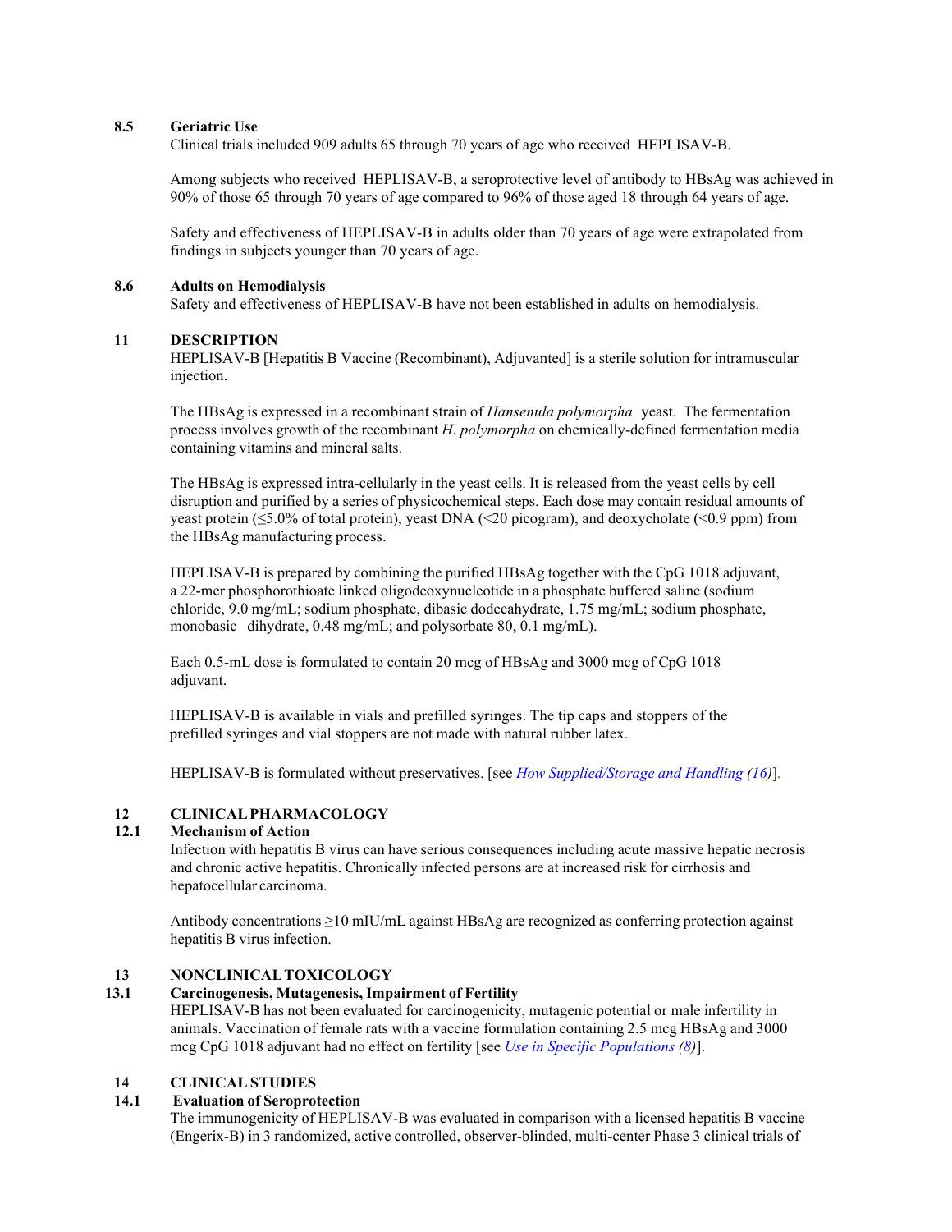### 8.5 Geriatric Use

Clinical trials included 909 adults 65 through 70 years of age who received HEPLISAV-B.

Among subjects who received HEPLISAV-B, a seroprotective level of antibody to HBsAg was achieved in 90% of those 65 through 70 years of age compared to 96% of those aged 18 through 64 years of age.

Safety and effectiveness of HEPLISAV-B in adults older than 70 years of age were extrapolated from findings in subjects younger than 70 years of age.

### 8.6 Adults on Hemodialysis

Safety and effectiveness of HEPLISAV-B have not been established in adults on hemodialysis.

## 11 DESCRIPTION

HEPLISAV-B [Hepatitis B Vaccine (Recombinant), Adjuvanted] is a sterile solution for intramuscular injection.

The HBsAg is expressed in a recombinant strain of *Hansenula polymorpha* yeast. The fermentation process involves growth of the recombinant *H. polymorpha* on chemically-defined fermentation media containing vitamins and mineral salts.

The HBsAg is expressed intra-cellularly in the yeast cells. It is released from the yeast cells by cell disruption and purified by a series of physicochemical steps. Each dose may contain residual amounts of yeast protein (≤5.0% of total protein), yeast DNA (<20 picogram), and deoxycholate (<0.9 ppm) from the HBsAg manufacturing process.

HEPLISAV-B is prepared by combining the purified HBsAg together with the CpG 1018 adjuvant, a 22-mer phosphorothioate linked oligodeoxynucleotide in a phosphate buffered saline (sodium chloride, 9.0 mg/mL; sodium phosphate, dibasic dodecahydrate, 1.75 mg/mL; sodium phosphate, monobasic dihydrate, 0.48 mg/mL; and polysorbate 80, 0.1 mg/mL).

Each 0.5-mL dose is formulated to contain 20 mcg of HBsAg and 3000 mcg of CpG 1018 adjuvant.

HEPLISAV-B is available in vials and prefilled syringes. The tip caps and stoppers of the prefilled syringes and vial stoppers are not made with natural rubber latex.

HEPLISAV-B is formulated without preservatives. [see *How Supplied/Storage and Handling (16)*].

## 12 CLINICAL PHARMACOLOGY

### 12.1 Mechanism of Action

Infection with hepatitis B virus can have serious consequences including acute massive hepatic necrosis and chronic active hepatitis. Chronically infected persons are at increased risk for cirrhosis and hepatocellular carcinoma.

Antibody concentrations ≥10 mIU/mL against HBsAg are recognized as conferring protection against hepatitis B virus infection.

## 13 NONCLINICAL TOXICOLOGY

### 13.1 Carcinogenesis, Mutagenesis, Impairment of Fertility

HEPLISAV-B has not been evaluated for carcinogenicity, mutagenic potential or male infertility in animals. Vaccination of female rats with a vaccine formulation containing 2.5 mcg HBsAg and 3000 mcg CpG 1018 adjuvant had no effect on fertility [see *Use in Specific Populations (8)*].

## 14 CLINICAL STUDIES

### 14.1 Evaluation of Seroprotection

The immunogenicity of HEPLISAV-B was evaluated in comparison with a licensed hepatitis B vaccine (Engerix-B) in 3 randomized, active controlled, observer-blinded, multi-center Phase 3 clinical trials of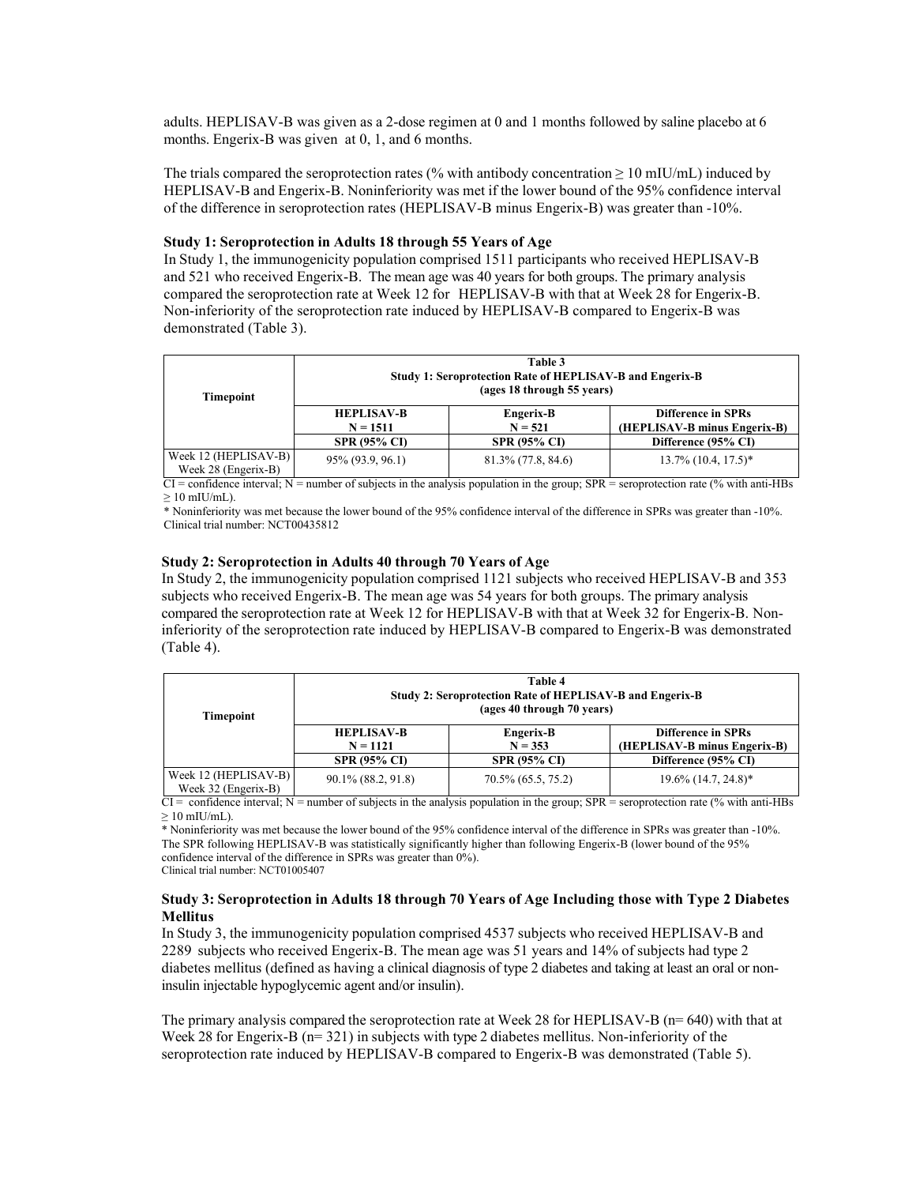adults. HEPLISAV-B was given as a 2-dose regimen at 0 and 1 months followed by saline placebo at 6 months. Engerix-B was given at 0, 1, and 6 months.

The trials compared the seroprotection rates (% with antibody concentration ≥ 10 mIU/mL) induced by HEPLISAV-B and Engerix-B. Noninferiority was met if the lower bound of the 95% confidence interval of the difference in seroprotection rates (HEPLISAV-B minus Engerix-B) was greater than -10%.

**Study 1: Seroprotection in Adults 18 through 55 Years of Age**

In Study 1, the immunogenicity population comprised 1511 participants who received HEPLISAV-B and 521 who received Engerix-B. The mean age was 40 years for both groups. The primary analysis compared the seroprotection rate at Week 12 for HEPLISAV-B with that at Week 28 for Engerix-B. Non-inferiority of the seroprotection rate induced by HEPLISAV-B compared to Engerix-B was demonstrated (Table 3).

| Timepoint | Table 3<br>Study 1: Seroprotection Rate of HEPLISAV-B and Engerix-B<br>(ages 18 through 55 years) | | |
|---|---|---|---|
| | **HEPLISAV-B**<br>**N = 1511** | **Engerix-B**<br>**N = 521** | **Difference in SPRs**<br>**(HEPLISAV-B minus Engerix-B)** |
| | **SPR (95% CI)** | **SPR (95% CI)** | **Difference (95% CI)** |
| Week 12 (HEPLISAV-B)<br>Week 28 (Engerix-B) | 95% (93.9, 96.1) | 81.3% (77.8, 84.6) | 13.7% (10.4, 17.5)* |

CI = confidence interval; N = number of subjects in the analysis population in the group; SPR = seroprotection rate (% with anti-HBs ≥ 10 mIU/mL).

* Noninferiority was met because the lower bound of the 95% confidence interval of the difference in SPRs was greater than -10%.
Clinical trial number: NCT00435812

**Study 2: Seroprotection in Adults 40 through 70 Years of Age**

In Study 2, the immunogenicity population comprised 1121 subjects who received HEPLISAV-B and 353 subjects who received Engerix-B. The mean age was 54 years for both groups. The primary analysis compared the seroprotection rate at Week 12 for HEPLISAV-B with that at Week 32 for Engerix-B. Non-inferiority of the seroprotection rate induced by HEPLISAV-B compared to Engerix-B was demonstrated (Table 4).

| Timepoint | Table 4<br>Study 2: Seroprotection Rate of HEPLISAV-B and Engerix-B<br>(ages 40 through 70 years) | | |
|---|---|---|---|
| | **HEPLISAV-B**<br>**N = 1121** | **Engerix-B**<br>**N = 353** | **Difference in SPRs**<br>**(HEPLISAV-B minus Engerix-B)** |
| | **SPR (95% CI)** | **SPR (95% CI)** | **Difference (95% CI)** |
| Week 12 (HEPLISAV-B)<br>Week 32 (Engerix-B) | 90.1% (88.2, 91.8) | 70.5% (65.5, 75.2) | 19.6% (14.7, 24.8)* |

CI = confidence interval; N = number of subjects in the analysis population in the group; SPR = seroprotection rate (% with anti-HBs ≥ 10 mIU/mL).

* Noninferiority was met because the lower bound of the 95% confidence interval of the difference in SPRs was greater than -10%. The SPR following HEPLISAV-B was statistically significantly higher than following Engerix-B (lower bound of the 95% confidence interval of the difference in SPRs was greater than 0%).
Clinical trial number: NCT01005407

**Study 3: Seroprotection in Adults 18 through 70 Years of Age Including those with Type 2 Diabetes Mellitus**

In Study 3, the immunogenicity population comprised 4537 subjects who received HEPLISAV-B and 2289 subjects who received Engerix-B. The mean age was 51 years and 14% of subjects had type 2 diabetes mellitus (defined as having a clinical diagnosis of type 2 diabetes and taking at least an oral or non-insulin injectable hypoglycemic agent and/or insulin).

The primary analysis compared the seroprotection rate at Week 28 for HEPLISAV-B (n= 640) with that at Week 28 for Engerix-B (n= 321) in subjects with type 2 diabetes mellitus. Non-inferiority of the seroprotection rate induced by HEPLISAV-B compared to Engerix-B was demonstrated (Table 5).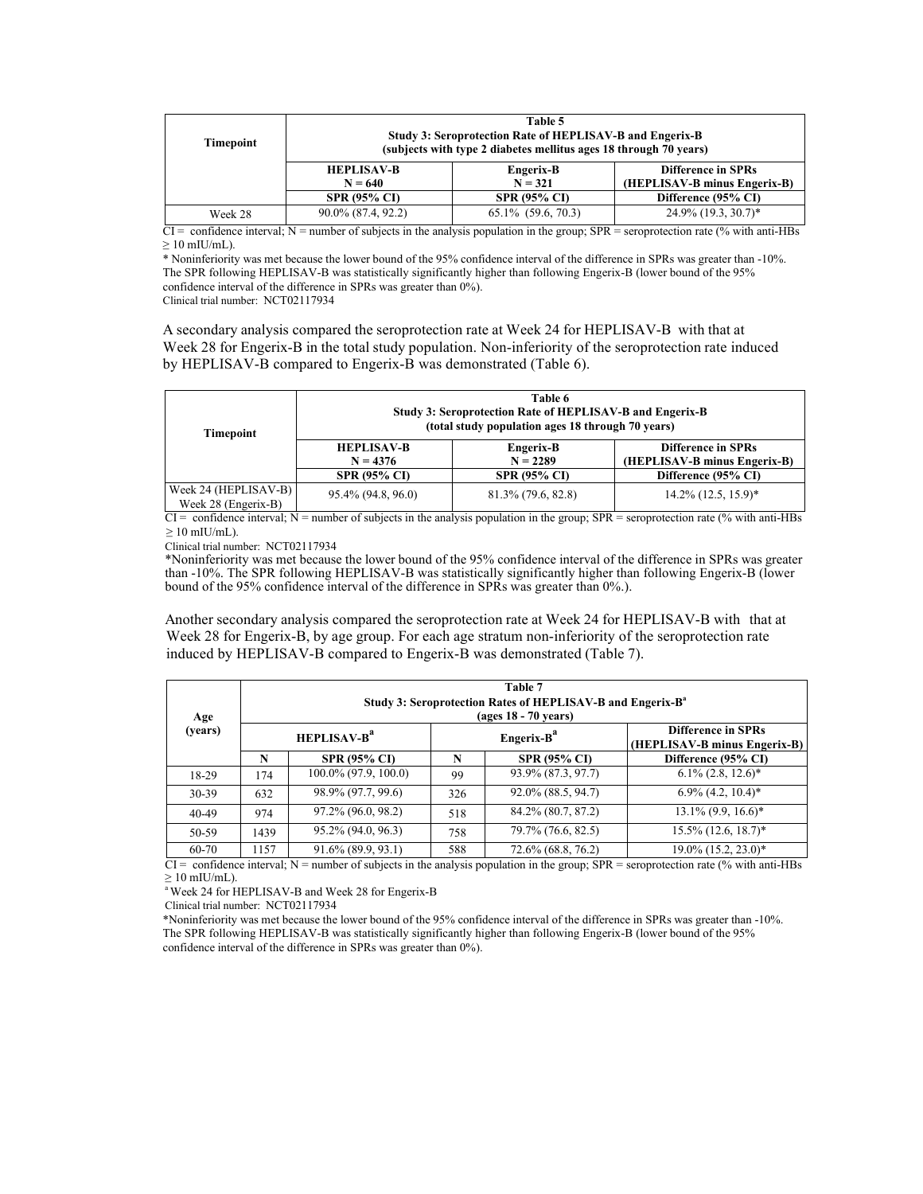| Timepoint | Table 5<br>Study 3: Seroprotection Rate of HEPLISAV-B and Engerix-B<br>(subjects with type 2 diabetes mellitus ages 18 through 70 years) | | |
|---|---|---|---|
| | HEPLISAV-B<br>N = 640 | Engerix-B<br>N = 321 | Difference in SPRs<br>(HEPLISAV-B minus Engerix-B) |
| | SPR (95% CI) | SPR (95% CI) | Difference (95% CI) |
| Week 28 | 90.0% (87.4, 92.2) | 65.1% (59.6, 70.3) | 24.9% (19.3, 30.7)* |

CI = confidence interval; N = number of subjects in the analysis population in the group; SPR = seroprotection rate (% with anti-HBs ≥ 10 mIU/mL).

* Noninferiority was met because the lower bound of the 95% confidence interval of the difference in SPRs was greater than -10%. The SPR following HEPLISAV-B was statistically significantly higher than following Engerix-B (lower bound of the 95% confidence interval of the difference in SPRs was greater than 0%).

Clinical trial number: NCT02117934

A secondary analysis compared the seroprotection rate at Week 24 for HEPLISAV-B with that at Week 28 for Engerix-B in the total study population. Non-inferiority of the seroprotection rate induced by HEPLISAV-B compared to Engerix-B was demonstrated (Table 6).

| Timepoint | Table 6<br>Study 3: Seroprotection Rate of HEPLISAV-B and Engerix-B<br>(total study population ages 18 through 70 years) | | |
|---|---|---|---|
| | HEPLISAV-B<br>N = 4376 | Engerix-B<br>N = 2289 | Difference in SPRs<br>(HEPLISAV-B minus Engerix-B) |
| | SPR (95% CI) | SPR (95% CI) | Difference (95% CI) |
| Week 24 (HEPLISAV-B)<br>Week 28 (Engerix-B) | 95.4% (94.8, 96.0) | 81.3% (79.6, 82.8) | 14.2% (12.5, 15.9)* |

CI = confidence interval; N = number of subjects in the analysis population in the group; SPR = seroprotection rate (% with anti-HBs ≥ 10 mIU/mL).

Clinical trial number: NCT02117934

*Noninferiority was met because the lower bound of the 95% confidence interval of the difference in SPRs was greater than -10%. The SPR following HEPLISAV-B was statistically significantly higher than following Engerix-B (lower bound of the 95% confidence interval of the difference in SPRs was greater than 0%.).

Another secondary analysis compared the seroprotection rate at Week 24 for HEPLISAV-B with that at Week 28 for Engerix-B, by age group. For each age stratum non-inferiority of the seroprotection rate induced by HEPLISAV-B compared to Engerix-B was demonstrated (Table 7).

| Age (years) | Table 7<br>Study 3: Seroprotection Rates of HEPLISAV-B and Engerix-B[a]<br>(ages 18 - 70 years) | | | | |
|---|---|---|---|---|---|
| | HEPLISAV-B[a] | | Engerix-B[a] | | Difference in SPRs<br>(HEPLISAV-B minus Engerix-B) |
| | N | SPR (95% CI) | N | SPR (95% CI) | Difference (95% CI) |
| 18-29 | 174 | 100.0% (97.9, 100.0) | 99 | 93.9% (87.3, 97.7) | 6.1% (2.8, 12.6)* |
| 30-39 | 632 | 98.9% (97.7, 99.6) | 326 | 92.0% (88.5, 94.7) | 6.9% (4.2, 10.4)* |
| 40-49 | 974 | 97.2% (96.0, 98.2) | 518 | 84.2% (80.7, 87.2) | 13.1% (9.9, 16.6)* |
| 50-59 | 1439 | 95.2% (94.0, 96.3) | 758 | 79.7% (76.6, 82.5) | 15.5% (12.6, 18.7)* |
| 60-70 | 1157 | 91.6% (89.9, 93.1) | 588 | 72.6% (68.8, 76.2) | 19.0% (15.2, 23.0)* |

CI = confidence interval; N = number of subjects in the analysis population in the group; SPR = seroprotection rate (% with anti-HBs ≥ 10 mIU/mL).

[a] Week 24 for HEPLISAV-B and Week 28 for Engerix-B

Clinical trial number: NCT02117934

*Noninferiority was met because the lower bound of the 95% confidence interval of the difference in SPRs was greater than -10%. The SPR following HEPLISAV-B was statistically significantly higher than following Engerix-B (lower bound of the 95% confidence interval of the difference in SPRs was greater than 0%).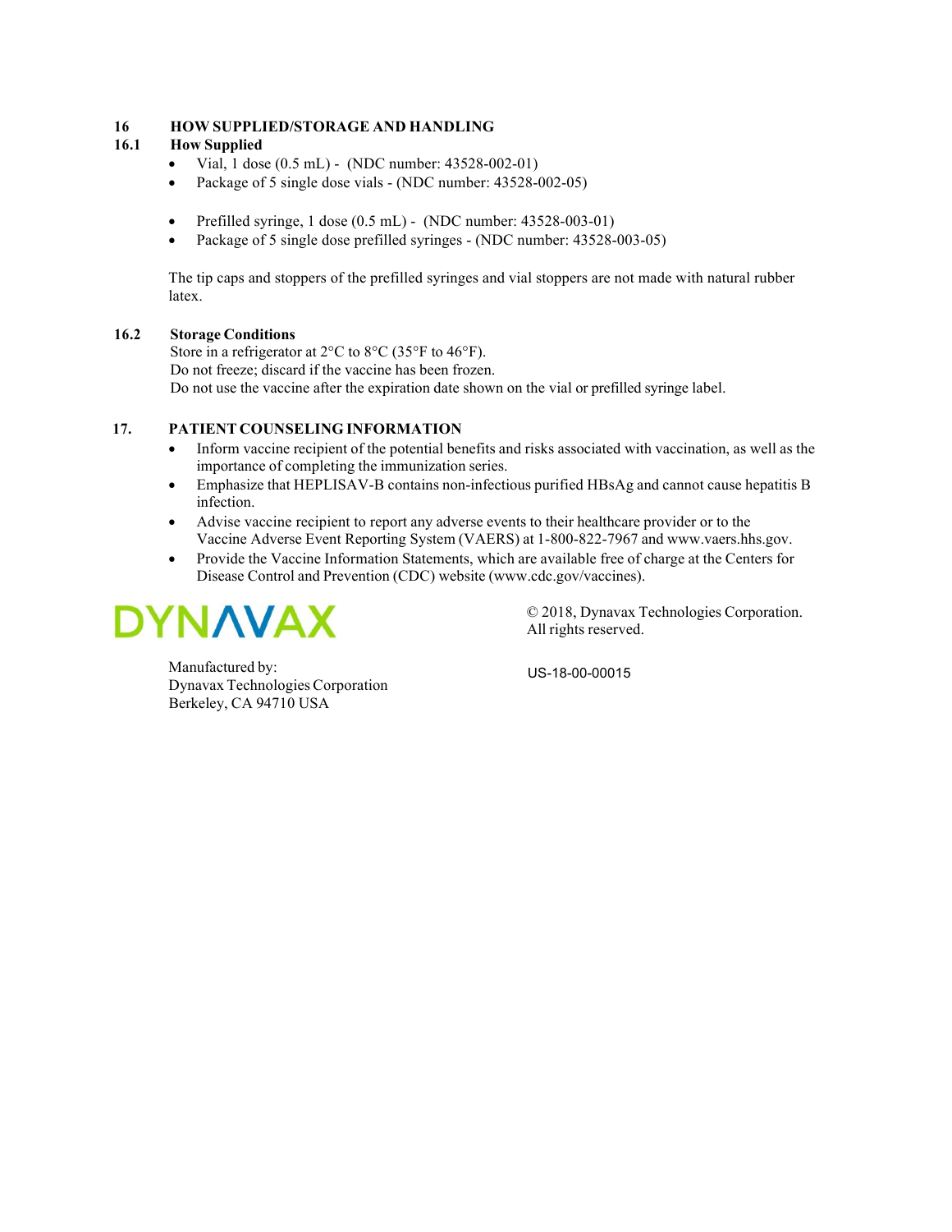## 16 HOW SUPPLIED/STORAGE AND HANDLING

### 16.1 How Supplied

- Vial, 1 dose (0.5 mL) - (NDC number: 43528-002-01)
- Package of 5 single dose vials - (NDC number: 43528-002-05)

- Prefilled syringe, 1 dose (0.5 mL) - (NDC number: 43528-003-01)
- Package of 5 single dose prefilled syringes - (NDC number: 43528-003-05)

The tip caps and stoppers of the prefilled syringes and vial stoppers are not made with natural rubber latex.

### 16.2 Storage Conditions

Store in a refrigerator at 2°C to 8°C (35°F to 46°F).
Do not freeze; discard if the vaccine has been frozen.
Do not use the vaccine after the expiration date shown on the vial or prefilled syringe label.

## 17. PATIENT COUNSELING INFORMATION

- Inform vaccine recipient of the potential benefits and risks associated with vaccination, as well as the importance of completing the immunization series.
- Emphasize that HEPLISAV-B contains non-infectious purified HBsAg and cannot cause hepatitis B infection.
- Advise vaccine recipient to report any adverse events to their healthcare provider or to the Vaccine Adverse Event Reporting System (VAERS) at 1-800-822-7967 and www.vaers.hhs.gov.
- Provide the Vaccine Information Statements, which are available free of charge at the Centers for Disease Control and Prevention (CDC) website (www.cdc.gov/vaccines).

DYNAVAX

Manufactured by:
Dynavax Technologies Corporation
Berkeley, CA 94710 USA

© 2018, Dynavax Technologies Corporation.
All rights reserved.

US-18-00-00015